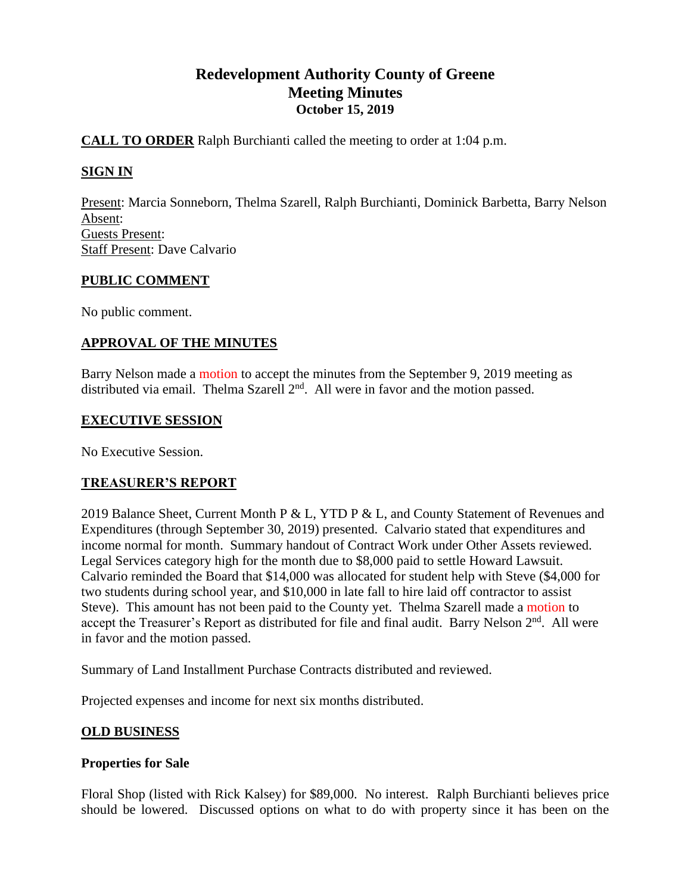# Redevelopment Authority County of Greene
## Meeting Minutes
### October 15, 2019

**CALL TO ORDER** Ralph Burchianti called the meeting to order at 1:04 p.m.

**SIGN IN**

Present: Marcia Sonneborn, Thelma Szarell, Ralph Burchianti, Dominick Barbetta, Barry Nelson
Absent:
Guests Present:
Staff Present: Dave Calvario

**PUBLIC COMMENT**

No public comment.

**APPROVAL OF THE MINUTES**

Barry Nelson made a motion to accept the minutes from the September 9, 2019 meeting as distributed via email. Thelma Szarell 2nd. All were in favor and the motion passed.

**EXECUTIVE SESSION**

No Executive Session.

**TREASURER'S REPORT**

2019 Balance Sheet, Current Month P & L, YTD P & L, and County Statement of Revenues and Expenditures (through September 30, 2019) presented. Calvario stated that expenditures and income normal for month. Summary handout of Contract Work under Other Assets reviewed. Legal Services category high for the month due to $8,000 paid to settle Howard Lawsuit. Calvario reminded the Board that $14,000 was allocated for student help with Steve ($4,000 for two students during school year, and $10,000 in late fall to hire laid off contractor to assist Steve). This amount has not been paid to the County yet. Thelma Szarell made a motion to accept the Treasurer's Report as distributed for file and final audit. Barry Nelson 2nd. All were in favor and the motion passed.

Summary of Land Installment Purchase Contracts distributed and reviewed.

Projected expenses and income for next six months distributed.

**OLD BUSINESS**

**Properties for Sale**

Floral Shop (listed with Rick Kalsey) for $89,000. No interest. Ralph Burchianti believes price should be lowered. Discussed options on what to do with property since it has been on the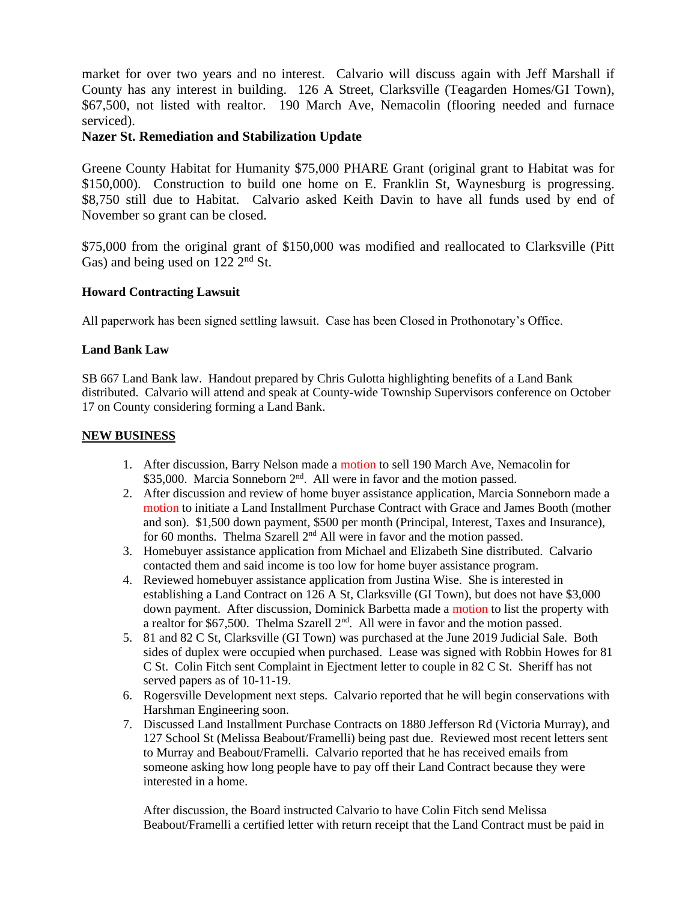market for over two years and no interest. Calvario will discuss again with Jeff Marshall if County has any interest in building. 126 A Street, Clarksville (Teagarden Homes/GI Town), $67,500, not listed with realtor. 190 March Ave, Nemacolin (flooring needed and furnace serviced).

**Nazer St. Remediation and Stabilization Update**

Greene County Habitat for Humanity $75,000 PHARE Grant (original grant to Habitat was for $150,000). Construction to build one home on E. Franklin St, Waynesburg is progressing. $8,750 still due to Habitat. Calvario asked Keith Davin to have all funds used by end of November so grant can be closed.

$75,000 from the original grant of $150,000 was modified and reallocated to Clarksville (Pitt Gas) and being used on 122 2nd St.

**Howard Contracting Lawsuit**

All paperwork has been signed settling lawsuit. Case has been Closed in Prothonotary's Office.

**Land Bank Law**

SB 667 Land Bank law. Handout prepared by Chris Gulotta highlighting benefits of a Land Bank distributed. Calvario will attend and speak at County-wide Township Supervisors conference on October 17 on County considering forming a Land Bank.

**NEW BUSINESS**

1. After discussion, Barry Nelson made a motion to sell 190 March Ave, Nemacolin for $35,000. Marcia Sonneborn 2nd. All were in favor and the motion passed.
2. After discussion and review of home buyer assistance application, Marcia Sonneborn made a motion to initiate a Land Installment Purchase Contract with Grace and James Booth (mother and son). $1,500 down payment, $500 per month (Principal, Interest, Taxes and Insurance), for 60 months. Thelma Szarell 2nd All were in favor and the motion passed.
3. Homebuyer assistance application from Michael and Elizabeth Sine distributed. Calvario contacted them and said income is too low for home buyer assistance program.
4. Reviewed homebuyer assistance application from Justina Wise. She is interested in establishing a Land Contract on 126 A St, Clarksville (GI Town), but does not have $3,000 down payment. After discussion, Dominick Barbetta made a motion to list the property with a realtor for $67,500. Thelma Szarell 2nd. All were in favor and the motion passed.
5. 81 and 82 C St, Clarksville (GI Town) was purchased at the June 2019 Judicial Sale. Both sides of duplex were occupied when purchased. Lease was signed with Robbin Howes for 81 C St. Colin Fitch sent Complaint in Ejectment letter to couple in 82 C St. Sheriff has not served papers as of 10-11-19.
6. Rogersville Development next steps. Calvario reported that he will begin conservations with Harshman Engineering soon.
7. Discussed Land Installment Purchase Contracts on 1880 Jefferson Rd (Victoria Murray), and 127 School St (Melissa Beabout/Framelli) being past due. Reviewed most recent letters sent to Murray and Beabout/Framelli. Calvario reported that he has received emails from someone asking how long people have to pay off their Land Contract because they were interested in a home.

   After discussion, the Board instructed Calvario to have Colin Fitch send Melissa Beabout/Framelli a certified letter with return receipt that the Land Contract must be paid in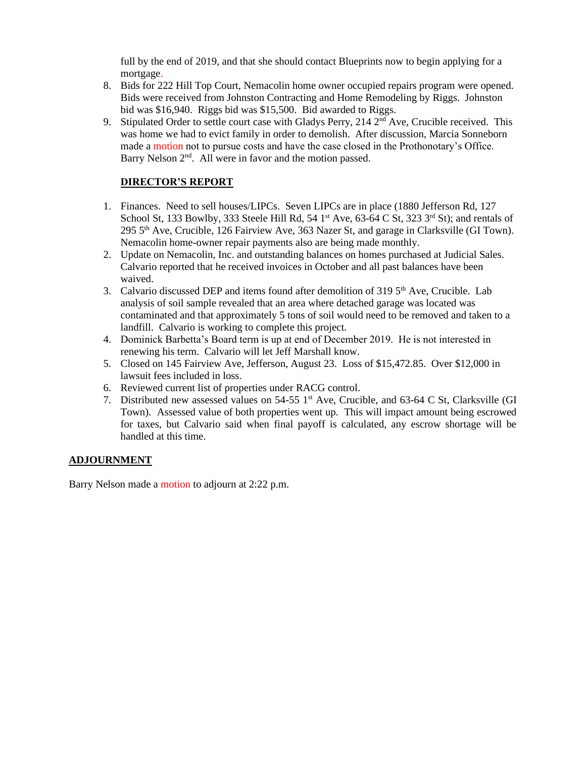full by the end of 2019, and that she should contact Blueprints now to begin applying for a mortgage.

8. Bids for 222 Hill Top Court, Nemacolin home owner occupied repairs program were opened. Bids were received from Johnston Contracting and Home Remodeling by Riggs. Johnston bid was $16,940. Riggs bid was $15,500. Bid awarded to Riggs.
9. Stipulated Order to settle court case with Gladys Perry, 214 2nd Ave, Crucible received. This was home we had to evict family in order to demolish. After discussion, Marcia Sonneborn made a motion not to pursue costs and have the case closed in the Prothonotary's Office. Barry Nelson 2nd. All were in favor and the motion passed.

**DIRECTOR'S REPORT**

1. Finances. Need to sell houses/LIPCs. Seven LIPCs are in place (1880 Jefferson Rd, 127 School St, 133 Bowlby, 333 Steele Hill Rd, 54 1st Ave, 63-64 C St, 323 3rd St); and rentals of 295 5th Ave, Crucible, 126 Fairview Ave, 363 Nazer St, and garage in Clarksville (GI Town). Nemacolin home-owner repair payments also are being made monthly.
2. Update on Nemacolin, Inc. and outstanding balances on homes purchased at Judicial Sales. Calvario reported that he received invoices in October and all past balances have been waived.
3. Calvario discussed DEP and items found after demolition of 319 5th Ave, Crucible. Lab analysis of soil sample revealed that an area where detached garage was located was contaminated and that approximately 5 tons of soil would need to be removed and taken to a landfill. Calvario is working to complete this project.
4. Dominick Barbetta's Board term is up at end of December 2019. He is not interested in renewing his term. Calvario will let Jeff Marshall know.
5. Closed on 145 Fairview Ave, Jefferson, August 23. Loss of $15,472.85. Over $12,000 in lawsuit fees included in loss.
6. Reviewed current list of properties under RACG control.
7. Distributed new assessed values on 54-55 1st Ave, Crucible, and 63-64 C St, Clarksville (GI Town). Assessed value of both properties went up. This will impact amount being escrowed for taxes, but Calvario said when final payoff is calculated, any escrow shortage will be handled at this time.

**ADJOURNMENT**

Barry Nelson made a motion to adjourn at 2:22 p.m.